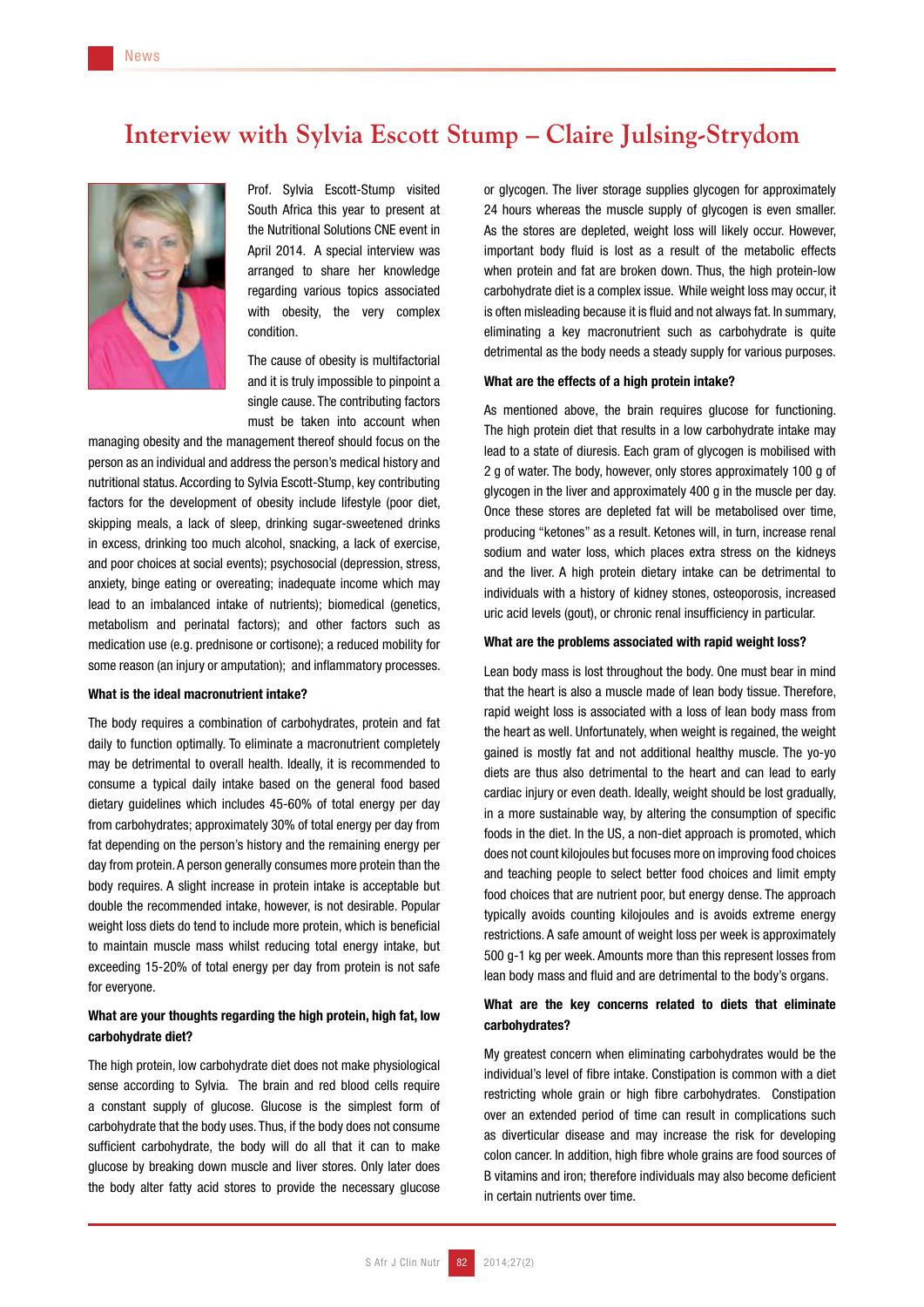# Interview with Sylvia Escott Stump – Claire Julsing-Strydom

Prof. Sylvia Escott-Stump visited South Africa this year to present at the Nutritional Solutions CNE event in April 2014. A special interview was arranged to share her knowledge regarding various topics associated with obesity, the very complex condition.

The cause of obesity is multifactorial and it is truly impossible to pinpoint a single cause. The contributing factors must be taken into account when managing obesity and the management thereof should focus on the person as an individual and address the person's medical history and nutritional status. According to Sylvia Escott-Stump, key contributing factors for the development of obesity include lifestyle (poor diet, skipping meals, a lack of sleep, drinking sugar-sweetened drinks in excess, drinking too much alcohol, snacking, a lack of exercise, and poor choices at social events); psychosocial (depression, stress, anxiety, binge eating or overeating; inadequate income which may lead to an imbalanced intake of nutrients); biomedical (genetics, metabolism and perinatal factors); and other factors such as medication use (e.g. prednisone or cortisone); a reduced mobility for some reason (an injury or amputation); and inflammatory processes.

**What is the ideal macronutrient intake?**

The body requires a combination of carbohydrates, protein and fat daily to function optimally. To eliminate a macronutrient completely may be detrimental to overall health. Ideally, it is recommended to consume a typical daily intake based on the general food based dietary guidelines which includes 45-60% of total energy per day from carbohydrates; approximately 30% of total energy per day from fat depending on the person's history and the remaining energy per day from protein. A person generally consumes more protein than the body requires. A slight increase in protein intake is acceptable but double the recommended intake, however, is not desirable. Popular weight loss diets do tend to include more protein, which is beneficial to maintain muscle mass whilst reducing total energy intake, but exceeding 15-20% of total energy per day from protein is not safe for everyone.

**What are your thoughts regarding the high protein, high fat, low carbohydrate diet?**

The high protein, low carbohydrate diet does not make physiological sense according to Sylvia. The brain and red blood cells require a constant supply of glucose. Glucose is the simplest form of carbohydrate that the body uses. Thus, if the body does not consume sufficient carbohydrate, the body will do all that it can to make glucose by breaking down muscle and liver stores. Only later does the body alter fatty acid stores to provide the necessary glucose or glycogen. The liver storage supplies glycogen for approximately 24 hours whereas the muscle supply of glycogen is even smaller. As the stores are depleted, weight loss will likely occur. However, important body fluid is lost as a result of the metabolic effects when protein and fat are broken down. Thus, the high protein-low carbohydrate diet is a complex issue. While weight loss may occur, it is often misleading because it is fluid and not always fat. In summary, eliminating a key macronutrient such as carbohydrate is quite detrimental as the body needs a steady supply for various purposes.

**What are the effects of a high protein intake?**

As mentioned above, the brain requires glucose for functioning. The high protein diet that results in a low carbohydrate intake may lead to a state of diuresis. Each gram of glycogen is mobilised with 2 g of water. The body, however, only stores approximately 100 g of glycogen in the liver and approximately 400 g in the muscle per day. Once these stores are depleted fat will be metabolised over time, producing "ketones" as a result. Ketones will, in turn, increase renal sodium and water loss, which places extra stress on the kidneys and the liver. A high protein dietary intake can be detrimental to individuals with a history of kidney stones, osteoporosis, increased uric acid levels (gout), or chronic renal insufficiency in particular.

**What are the problems associated with rapid weight loss?**

Lean body mass is lost throughout the body. One must bear in mind that the heart is also a muscle made of lean body tissue. Therefore, rapid weight loss is associated with a loss of lean body mass from the heart as well. Unfortunately, when weight is regained, the weight gained is mostly fat and not additional healthy muscle. The yo-yo diets are thus also detrimental to the heart and can lead to early cardiac injury or even death. Ideally, weight should be lost gradually, in a more sustainable way, by altering the consumption of specific foods in the diet. In the US, a non-diet approach is promoted, which does not count kilojoules but focuses more on improving food choices and teaching people to select better food choices and limit empty food choices that are nutrient poor, but energy dense. The approach typically avoids counting kilojoules and is avoids extreme energy restrictions. A safe amount of weight loss per week is approximately 500 g-1 kg per week. Amounts more than this represent losses from lean body mass and fluid and are detrimental to the body's organs.

**What are the key concerns related to diets that eliminate carbohydrates?**

My greatest concern when eliminating carbohydrates would be the individual's level of fibre intake. Constipation is common with a diet restricting whole grain or high fibre carbohydrates. Constipation over an extended period of time can result in complications such as diverticular disease and may increase the risk for developing colon cancer. In addition, high fibre whole grains are food sources of B vitamins and iron; therefore individuals may also become deficient in certain nutrients over time.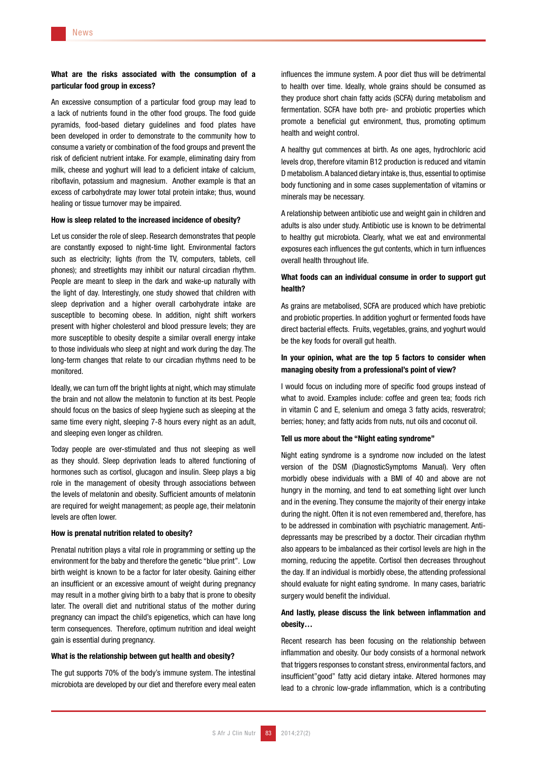**What are the risks associated with the consumption of a particular food group in excess?**

An excessive consumption of a particular food group may lead to a lack of nutrients found in the other food groups. The food guide pyramids, food-based dietary guidelines and food plates have been developed in order to demonstrate to the community how to consume a variety or combination of the food groups and prevent the risk of deficient nutrient intake. For example, eliminating dairy from milk, cheese and yoghurt will lead to a deficient intake of calcium, riboflavin, potassium and magnesium. Another example is that an excess of carbohydrate may lower total protein intake; thus, wound healing or tissue turnover may be impaired.

**How is sleep related to the increased incidence of obesity?**

Let us consider the role of sleep. Research demonstrates that people are constantly exposed to night-time light. Environmental factors such as electricity; lights (from the TV, computers, tablets, cell phones); and streetlights may inhibit our natural circadian rhythm. People are meant to sleep in the dark and wake-up naturally with the light of day. Interestingly, one study showed that children with sleep deprivation and a higher overall carbohydrate intake are susceptible to becoming obese. In addition, night shift workers present with higher cholesterol and blood pressure levels; they are more susceptible to obesity despite a similar overall energy intake to those individuals who sleep at night and work during the day. The long-term changes that relate to our circadian rhythms need to be monitored.

Ideally, we can turn off the bright lights at night, which may stimulate the brain and not allow the melatonin to function at its best. People should focus on the basics of sleep hygiene such as sleeping at the same time every night, sleeping 7-8 hours every night as an adult, and sleeping even longer as children.

Today people are over-stimulated and thus not sleeping as well as they should. Sleep deprivation leads to altered functioning of hormones such as cortisol, glucagon and insulin. Sleep plays a big role in the management of obesity through associations between the levels of melatonin and obesity. Sufficient amounts of melatonin are required for weight management; as people age, their melatonin levels are often lower.

**How is prenatal nutrition related to obesity?**

Prenatal nutrition plays a vital role in programming or setting up the environment for the baby and therefore the genetic "blue print". Low birth weight is known to be a factor for later obesity. Gaining either an insufficient or an excessive amount of weight during pregnancy may result in a mother giving birth to a baby that is prone to obesity later. The overall diet and nutritional status of the mother during pregnancy can impact the child's epigenetics, which can have long term consequences. Therefore, optimum nutrition and ideal weight gain is essential during pregnancy.

**What is the relationship between gut health and obesity?**

The gut supports 70% of the body's immune system. The intestinal microbiota are developed by our diet and therefore every meal eaten influences the immune system. A poor diet thus will be detrimental to health over time. Ideally, whole grains should be consumed as they produce short chain fatty acids (SCFA) during metabolism and fermentation. SCFA have both pre- and probiotic properties which promote a beneficial gut environment, thus, promoting optimum health and weight control.

A healthy gut commences at birth. As one ages, hydrochloric acid levels drop, therefore vitamin B12 production is reduced and vitamin D metabolism. A balanced dietary intake is, thus, essential to optimise body functioning and in some cases supplementation of vitamins or minerals may be necessary.

A relationship between antibiotic use and weight gain in children and adults is also under study. Antibiotic use is known to be detrimental to healthy gut microbiota. Clearly, what we eat and environmental exposures each influences the gut contents, which in turn influences overall health throughout life.

**What foods can an individual consume in order to support gut health?**

As grains are metabolised, SCFA are produced which have prebiotic and probiotic properties. In addition yoghurt or fermented foods have direct bacterial effects. Fruits, vegetables, grains, and yoghurt would be the key foods for overall gut health.

**In your opinion, what are the top 5 factors to consider when managing obesity from a professional's point of view?**

I would focus on including more of specific food groups instead of what to avoid. Examples include: coffee and green tea; foods rich in vitamin C and E, selenium and omega 3 fatty acids, resveratrol; berries; honey; and fatty acids from nuts, nut oils and coconut oil.

**Tell us more about the "Night eating syndrome"**

Night eating syndrome is a syndrome now included on the latest version of the DSM (DiagnosticSymptoms Manual). Very often morbidly obese individuals with a BMI of 40 and above are not hungry in the morning, and tend to eat something light over lunch and in the evening. They consume the majority of their energy intake during the night. Often it is not even remembered and, therefore, has to be addressed in combination with psychiatric management. Anti-depressants may be prescribed by a doctor. Their circadian rhythm also appears to be imbalanced as their cortisol levels are high in the morning, reducing the appetite. Cortisol then decreases throughout the day. If an individual is morbidly obese, the attending professional should evaluate for night eating syndrome. In many cases, bariatric surgery would benefit the individual.

**And lastly, please discuss the link between inflammation and obesity…**

Recent research has been focusing on the relationship between inflammation and obesity. Our body consists of a hormonal network that triggers responses to constant stress, environmental factors, and insufficient"good" fatty acid dietary intake. Altered hormones may lead to a chronic low-grade inflammation, which is a contributing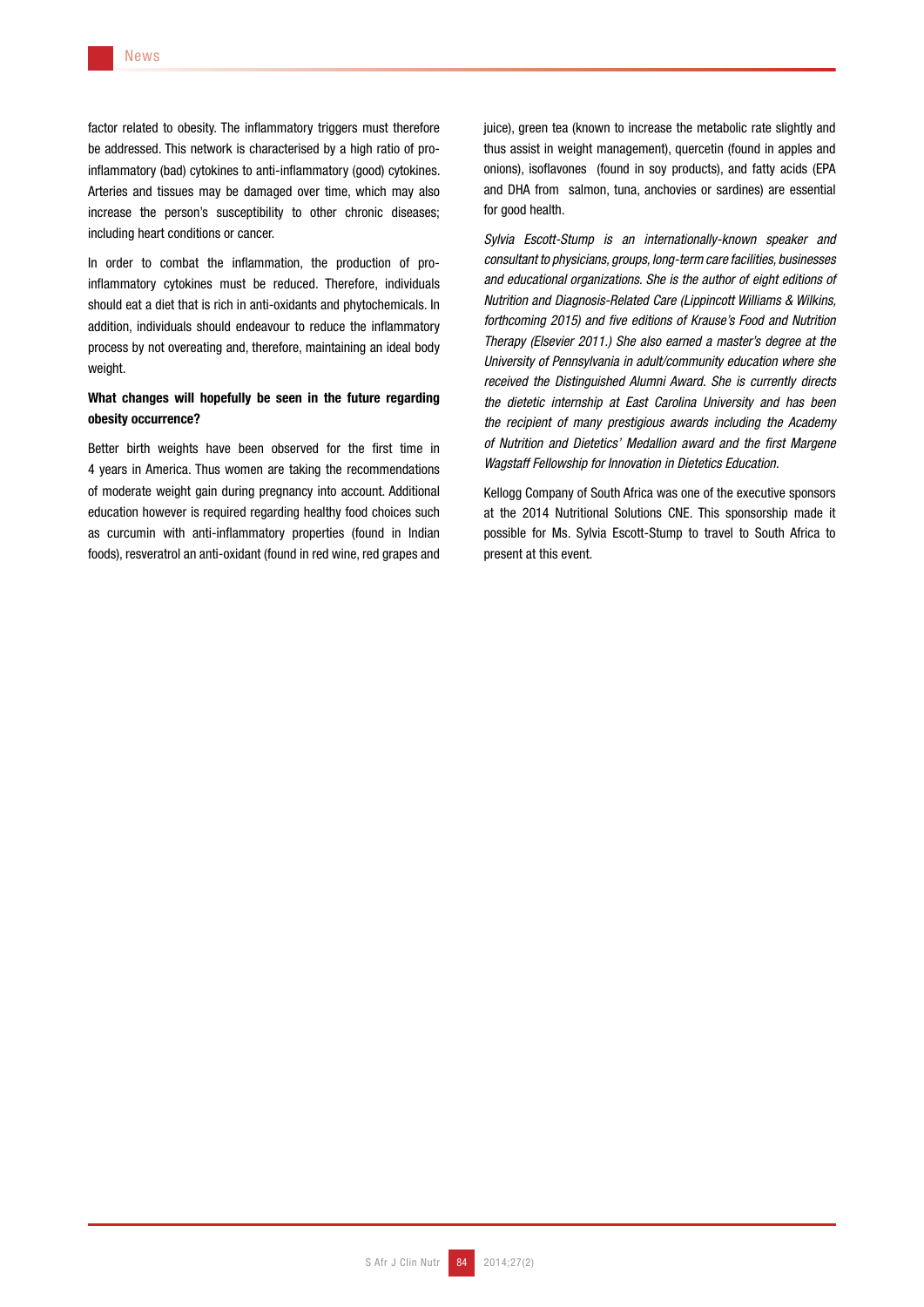factor related to obesity. The inflammatory triggers must therefore be addressed. This network is characterised by a high ratio of pro-inflammatory (bad) cytokines to anti-inflammatory (good) cytokines. Arteries and tissues may be damaged over time, which may also increase the person's susceptibility to other chronic diseases; including heart conditions or cancer.

In order to combat the inflammation, the production of pro-inflammatory cytokines must be reduced. Therefore, individuals should eat a diet that is rich in anti-oxidants and phytochemicals. In addition, individuals should endeavour to reduce the inflammatory process by not overeating and, therefore, maintaining an ideal body weight.

**What changes will hopefully be seen in the future regarding obesity occurrence?**

Better birth weights have been observed for the first time in 4 years in America. Thus women are taking the recommendations of moderate weight gain during pregnancy into account. Additional education however is required regarding healthy food choices such as curcumin with anti-inflammatory properties (found in Indian foods), resveratrol an anti-oxidant (found in red wine, red grapes and juice), green tea (known to increase the metabolic rate slightly and thus assist in weight management), quercetin (found in apples and onions), isoflavones (found in soy products), and fatty acids (EPA and DHA from salmon, tuna, anchovies or sardines) are essential for good health.

*Sylvia Escott-Stump is an internationally-known speaker and consultant to physicians, groups, long-term care facilities, businesses and educational organizations. She is the author of eight editions of Nutrition and Diagnosis-Related Care (Lippincott Williams & Wilkins, forthcoming 2015) and five editions of Krause's Food and Nutrition Therapy (Elsevier 2011.) She also earned a master's degree at the University of Pennsylvania in adult/community education where she received the Distinguished Alumni Award. She is currently directs the dietetic internship at East Carolina University and has been the recipient of many prestigious awards including the Academy of Nutrition and Dietetics' Medallion award and the first Margene Wagstaff Fellowship for Innovation in Dietetics Education.*

Kellogg Company of South Africa was one of the executive sponsors at the 2014 Nutritional Solutions CNE. This sponsorship made it possible for Ms. Sylvia Escott-Stump to travel to South Africa to present at this event.